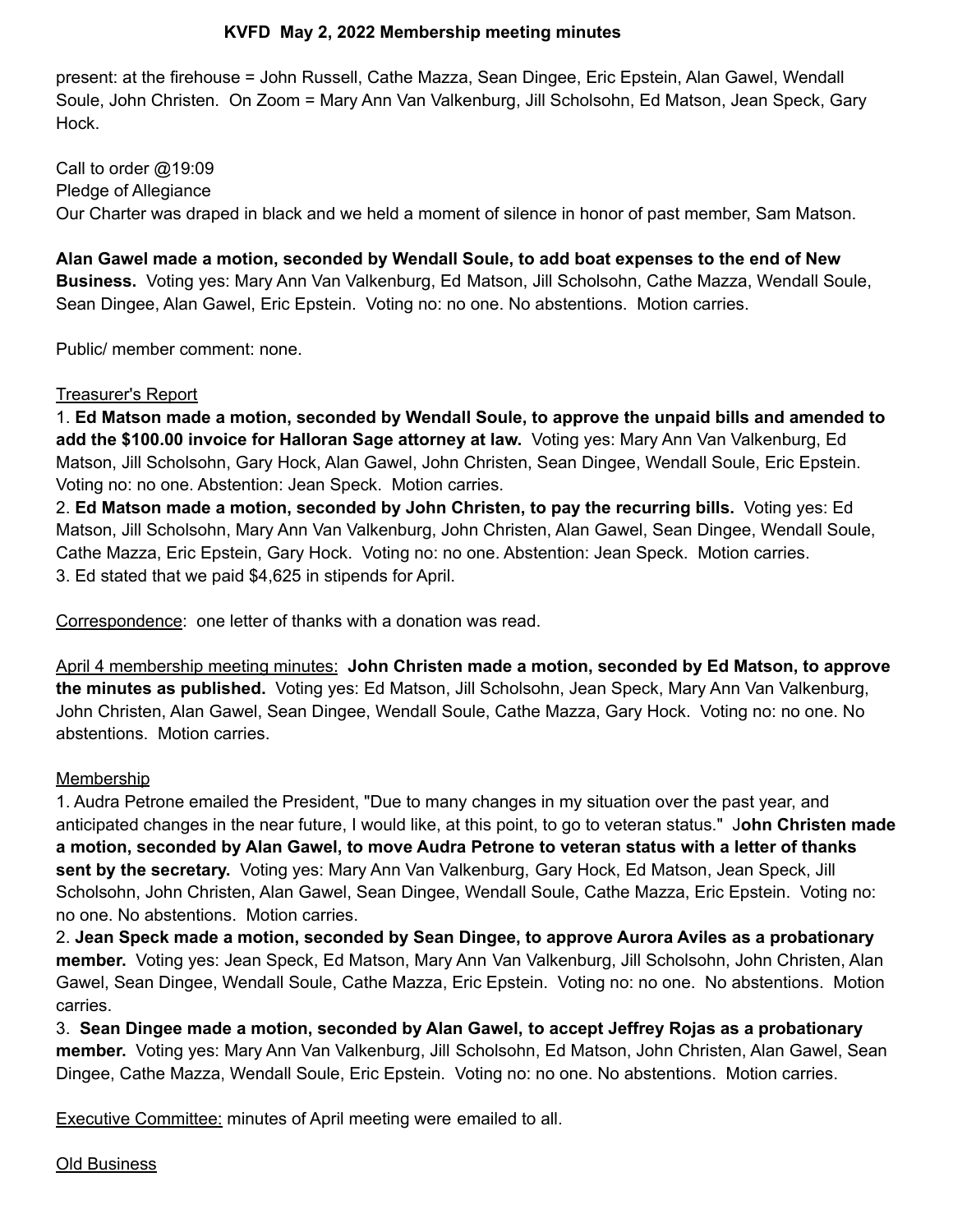# KVFD May 2, 2022 Membership meeting minutes

present: at the firehouse = John Russell, Cathe Mazza, Sean Dingee, Eric Epstein, Alan Gawel, Wendall Soule, John Christen. On Zoom = Mary Ann Van Valkenburg, Jill Scholsohn, Ed Matson, Jean Speck, Gary Hock.

Call to order @19:09
Pledge of Allegiance
Our Charter was draped in black and we held a moment of silence in honor of past member, Sam Matson.

**Alan Gawel made a motion, seconded by Wendall Soule, to add boat expenses to the end of New Business.** Voting yes: Mary Ann Van Valkenburg, Ed Matson, Jill Scholsohn, Cathe Mazza, Wendall Soule, Sean Dingee, Alan Gawel, Eric Epstein. Voting no: no one. No abstentions. Motion carries.

Public/ member comment: none.

Treasurer's Report

1. **Ed Matson made a motion, seconded by Wendall Soule, to approve the unpaid bills and amended to add the $100.00 invoice for Halloran Sage attorney at law.** Voting yes: Mary Ann Van Valkenburg, Ed Matson, Jill Scholsohn, Gary Hock, Alan Gawel, John Christen, Sean Dingee, Wendall Soule, Eric Epstein. Voting no: no one. Abstention: Jean Speck. Motion carries.
2. **Ed Matson made a motion, seconded by John Christen, to pay the recurring bills.** Voting yes: Ed Matson, Jill Scholsohn, Mary Ann Van Valkenburg, John Christen, Alan Gawel, Sean Dingee, Wendall Soule, Cathe Mazza, Eric Epstein, Gary Hock. Voting no: no one. Abstention: Jean Speck. Motion carries.
3. Ed stated that we paid $4,625 in stipends for April.

Correspondence: one letter of thanks with a donation was read.

April 4 membership meeting minutes: **John Christen made a motion, seconded by Ed Matson, to approve the minutes as published.** Voting yes: Ed Matson, Jill Scholsohn, Jean Speck, Mary Ann Van Valkenburg, John Christen, Alan Gawel, Sean Dingee, Wendall Soule, Cathe Mazza, Gary Hock. Voting no: no one. No abstentions. Motion carries.

Membership

1. Audra Petrone emailed the President, "Due to many changes in my situation over the past year, and anticipated changes in the near future, I would like, at this point, to go to veteran status." J**ohn Christen made a motion, seconded by Alan Gawel, to move Audra Petrone to veteran status with a letter of thanks sent by the secretary.** Voting yes: Mary Ann Van Valkenburg, Gary Hock, Ed Matson, Jean Speck, Jill Scholsohn, John Christen, Alan Gawel, Sean Dingee, Wendall Soule, Cathe Mazza, Eric Epstein. Voting no: no one. No abstentions. Motion carries.
2. **Jean Speck made a motion, seconded by Sean Dingee, to approve Aurora Aviles as a probationary member.** Voting yes: Jean Speck, Ed Matson, Mary Ann Van Valkenburg, Jill Scholsohn, John Christen, Alan Gawel, Sean Dingee, Wendall Soule, Cathe Mazza, Eric Epstein. Voting no: no one. No abstentions. Motion carries.
3. **Sean Dingee made a motion, seconded by Alan Gawel, to accept Jeffrey Rojas as a probationary member.** Voting yes: Mary Ann Van Valkenburg, Jill Scholsohn, Ed Matson, John Christen, Alan Gawel, Sean Dingee, Cathe Mazza, Wendall Soule, Eric Epstein. Voting no: no one. No abstentions. Motion carries.

Executive Committee: minutes of April meeting were emailed to all.

Old Business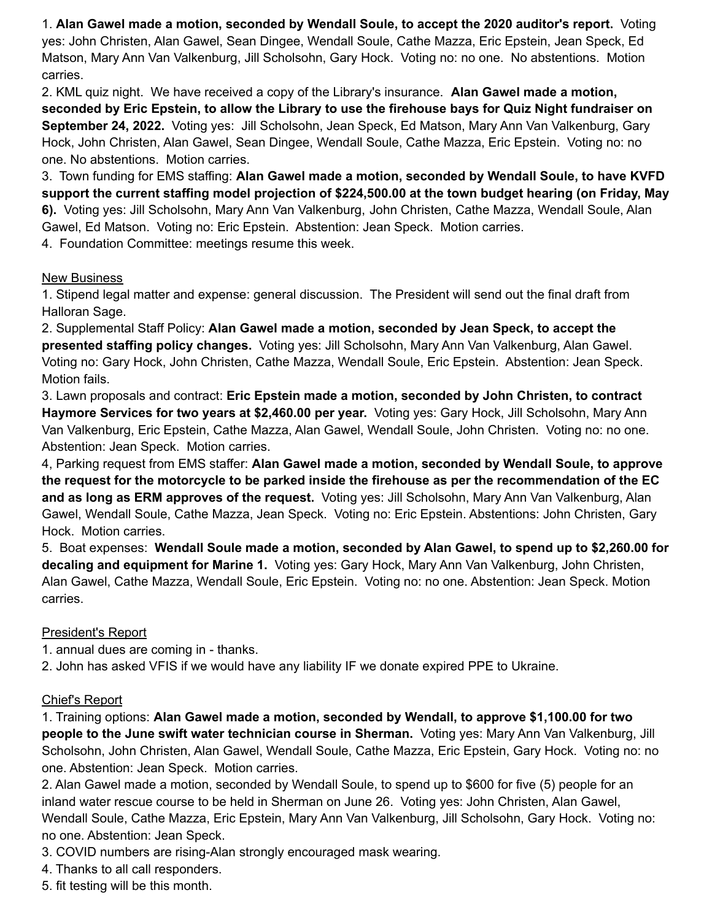1. **Alan Gawel made a motion, seconded by Wendall Soule, to accept the 2020 auditor's report.** Voting yes: John Christen, Alan Gawel, Sean Dingee, Wendall Soule, Cathe Mazza, Eric Epstein, Jean Speck, Ed Matson, Mary Ann Van Valkenburg, Jill Scholsohn, Gary Hock. Voting no: no one. No abstentions. Motion carries.
2. KML quiz night. We have received a copy of the Library's insurance. **Alan Gawel made a motion, seconded by Eric Epstein, to allow the Library to use the firehouse bays for Quiz Night fundraiser on September 24, 2022.** Voting yes: Jill Scholsohn, Jean Speck, Ed Matson, Mary Ann Van Valkenburg, Gary Hock, John Christen, Alan Gawel, Sean Dingee, Wendall Soule, Cathe Mazza, Eric Epstein. Voting no: no one. No abstentions. Motion carries.
3. Town funding for EMS staffing: **Alan Gawel made a motion, seconded by Wendall Soule, to have KVFD support the current staffing model projection of $224,500.00 at the town budget hearing (on Friday, May 6).** Voting yes: Jill Scholsohn, Mary Ann Van Valkenburg, John Christen, Cathe Mazza, Wendall Soule, Alan Gawel, Ed Matson. Voting no: Eric Epstein. Abstention: Jean Speck. Motion carries.
4. Foundation Committee: meetings resume this week.

<u>New Business</u>

1. Stipend legal matter and expense: general discussion. The President will send out the final draft from Halloran Sage.
2. Supplemental Staff Policy: **Alan Gawel made a motion, seconded by Jean Speck, to accept the presented staffing policy changes.** Voting yes: Jill Scholsohn, Mary Ann Van Valkenburg, Alan Gawel. Voting no: Gary Hock, John Christen, Cathe Mazza, Wendall Soule, Eric Epstein. Abstention: Jean Speck. Motion fails.
3. Lawn proposals and contract: **Eric Epstein made a motion, seconded by John Christen, to contract Haymore Services for two years at $2,460.00 per year.** Voting yes: Gary Hock, Jill Scholsohn, Mary Ann Van Valkenburg, Eric Epstein, Cathe Mazza, Alan Gawel, Wendall Soule, John Christen. Voting no: no one. Abstention: Jean Speck. Motion carries.
4, Parking request from EMS staffer: **Alan Gawel made a motion, seconded by Wendall Soule, to approve the request for the motorcycle to be parked inside the firehouse as per the recommendation of the EC and as long as ERM approves of the request.** Voting yes: Jill Scholsohn, Mary Ann Van Valkenburg, Alan Gawel, Wendall Soule, Cathe Mazza, Jean Speck. Voting no: Eric Epstein. Abstentions: John Christen, Gary Hock. Motion carries.
5. Boat expenses: **Wendall Soule made a motion, seconded by Alan Gawel, to spend up to $2,260.00 for decaling and equipment for Marine 1.** Voting yes: Gary Hock, Mary Ann Van Valkenburg, John Christen, Alan Gawel, Cathe Mazza, Wendall Soule, Eric Epstein. Voting no: no one. Abstention: Jean Speck. Motion carries.

<u>President's Report</u>

1. annual dues are coming in - thanks.
2. John has asked VFIS if we would have any liability IF we donate expired PPE to Ukraine.

<u>Chief's Report</u>

1. Training options: **Alan Gawel made a motion, seconded by Wendall, to approve $1,100.00 for two people to the June swift water technician course in Sherman.** Voting yes: Mary Ann Van Valkenburg, Jill Scholsohn, John Christen, Alan Gawel, Wendall Soule, Cathe Mazza, Eric Epstein, Gary Hock. Voting no: no one. Abstention: Jean Speck. Motion carries.
2. Alan Gawel made a motion, seconded by Wendall Soule, to spend up to $600 for five (5) people for an inland water rescue course to be held in Sherman on June 26. Voting yes: John Christen, Alan Gawel, Wendall Soule, Cathe Mazza, Eric Epstein, Mary Ann Van Valkenburg, Jill Scholsohn, Gary Hock. Voting no: no one. Abstention: Jean Speck.
3. COVID numbers are rising-Alan strongly encouraged mask wearing.
4. Thanks to all call responders.
5. fit testing will be this month.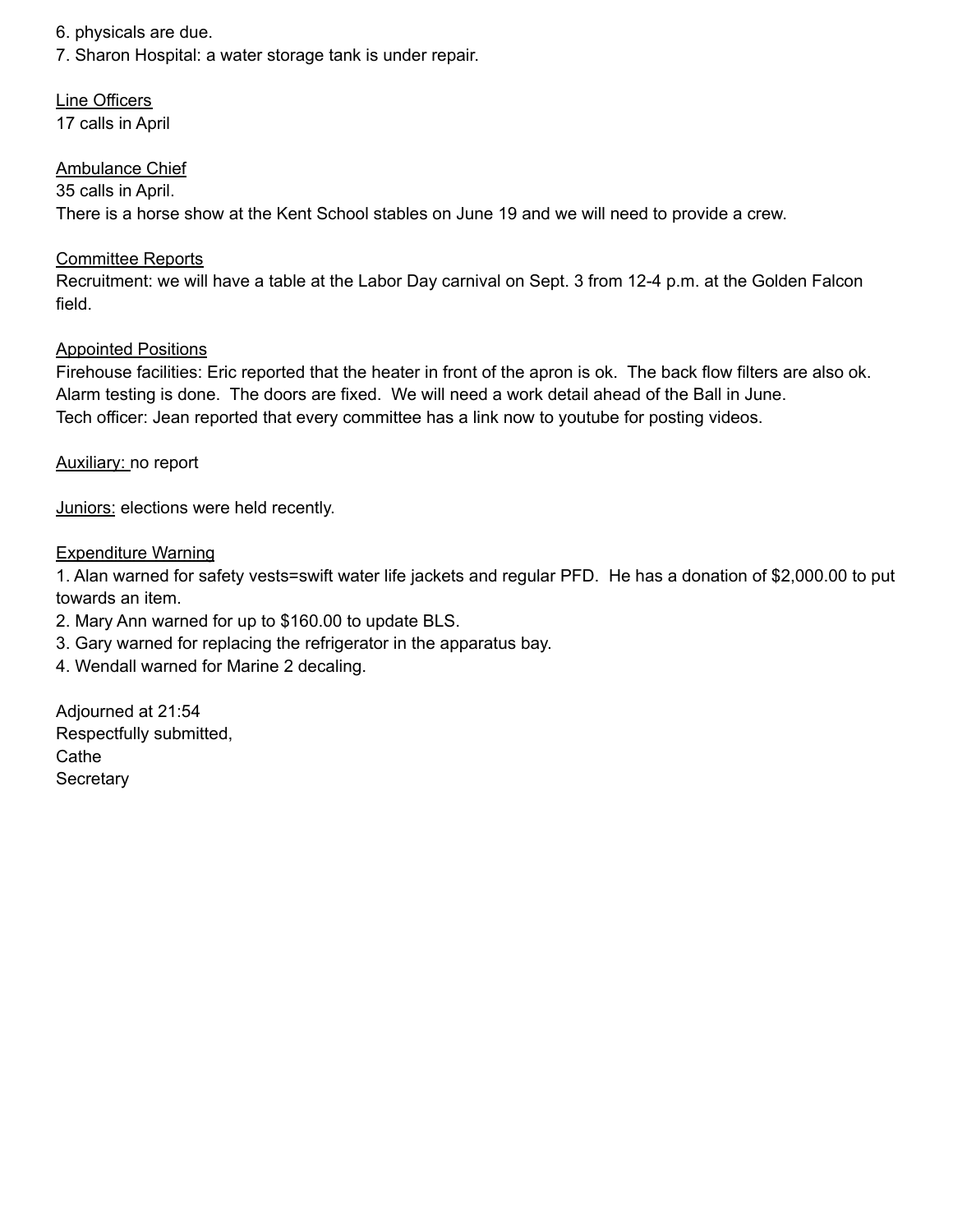6. physicals are due.
7. Sharon Hospital: a water storage tank is under repair.

<u>Line Officers</u>
17 calls in April

<u>Ambulance Chief</u>
35 calls in April.
There is a horse show at the Kent School stables on June 19 and we will need to provide a crew.

<u>Committee Reports</u>
Recruitment: we will have a table at the Labor Day carnival on Sept. 3 from 12-4 p.m. at the Golden Falcon field.

<u>Appointed Positions</u>
Firehouse facilities: Eric reported that the heater in front of the apron is ok. The back flow filters are also ok. Alarm testing is done. The doors are fixed. We will need a work detail ahead of the Ball in June.
Tech officer: Jean reported that every committee has a link now to youtube for posting videos.

<u>Auxiliary:</u> no report

<u>Juniors:</u> elections were held recently.

<u>Expenditure Warning</u>
1. Alan warned for safety vests=swift water life jackets and regular PFD. He has a donation of $2,000.00 to put towards an item.
2. Mary Ann warned for up to $160.00 to update BLS.
3. Gary warned for replacing the refrigerator in the apparatus bay.
4. Wendall warned for Marine 2 decaling.

Adjourned at 21:54
Respectfully submitted,
Cathe
Secretary